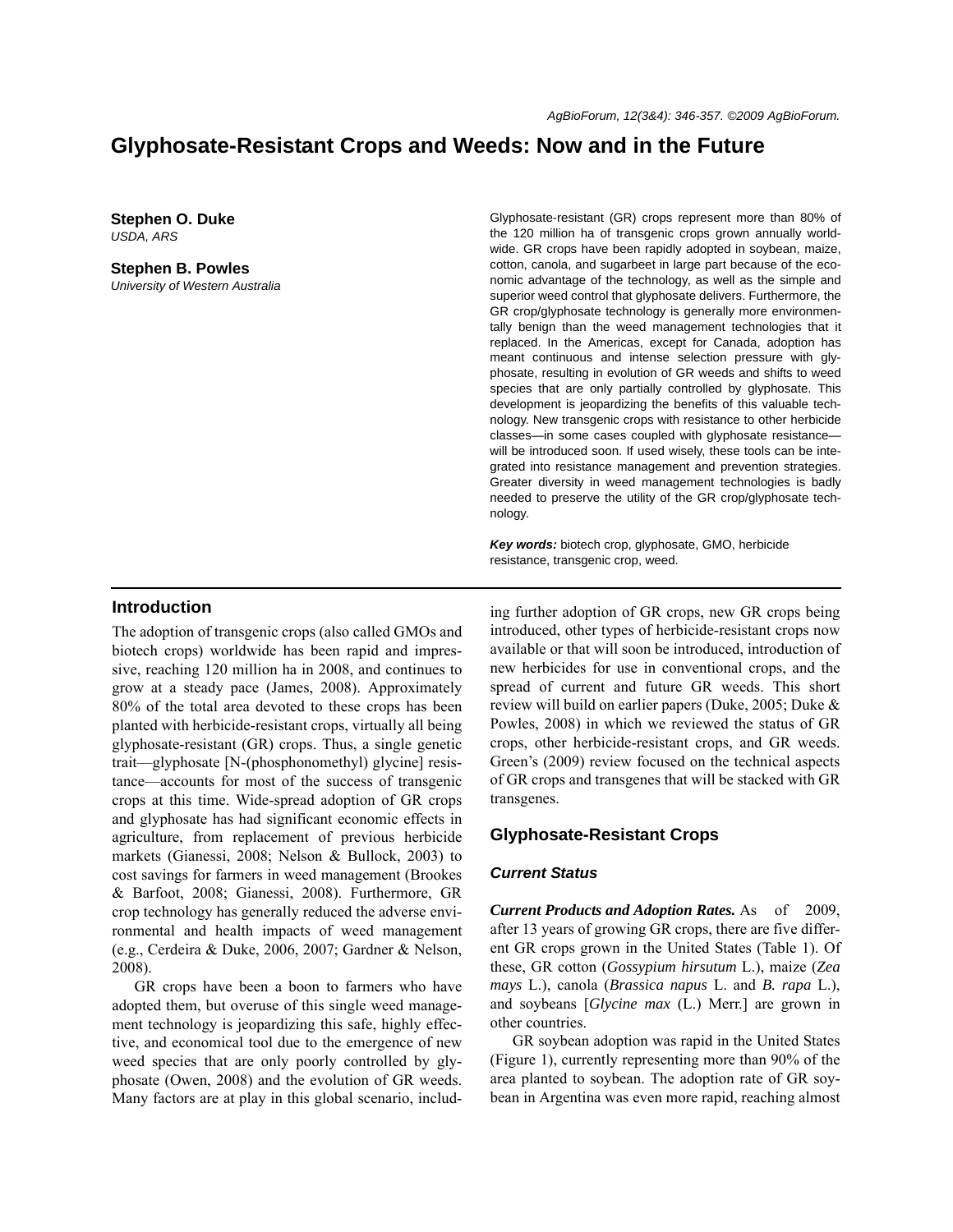# Glyphosate-Resistant Crops and Weeds: Now and in the Future

**Stephen O. Duke**
*USDA, ARS*

**Stephen B. Powles**
*University of Western Australia*

Glyphosate-resistant (GR) crops represent more than 80% of the 120 million ha of transgenic crops grown annually worldwide. GR crops have been rapidly adopted in soybean, maize, cotton, canola, and sugarbeet in large part because of the economic advantage of the technology, as well as the simple and superior weed control that glyphosate delivers. Furthermore, the GR crop/glyphosate technology is generally more environmentally benign than the weed management technologies that it replaced. In the Americas, except for Canada, adoption has meant continuous and intense selection pressure with glyphosate, resulting in evolution of GR weeds and shifts to weed species that are only partially controlled by glyphosate. This development is jeopardizing the benefits of this valuable technology. New transgenic crops with resistance to other herbicide classes—in some cases coupled with glyphosate resistance—will be introduced soon. If used wisely, these tools can be integrated into resistance management and prevention strategies. Greater diversity in weed management technologies is badly needed to preserve the utility of the GR crop/glyphosate technology.

***Key words:*** biotech crop, glyphosate, GMO, herbicide resistance, transgenic crop, weed.

## Introduction

The adoption of transgenic crops (also called GMOs and biotech crops) worldwide has been rapid and impressive, reaching 120 million ha in 2008, and continues to grow at a steady pace (James, 2008). Approximately 80% of the total area devoted to these crops has been planted with herbicide-resistant crops, virtually all being glyphosate-resistant (GR) crops. Thus, a single genetic trait—glyphosate [N-(phosphonomethyl) glycine] resistance—accounts for most of the success of transgenic crops at this time. Wide-spread adoption of GR crops and glyphosate has had significant economic effects in agriculture, from replacement of previous herbicide markets (Gianessi, 2008; Nelson & Bullock, 2003) to cost savings for farmers in weed management (Brookes & Barfoot, 2008; Gianessi, 2008). Furthermore, GR crop technology has generally reduced the adverse environmental and health impacts of weed management (e.g., Cerdeira & Duke, 2006, 2007; Gardner & Nelson, 2008).

GR crops have been a boon to farmers who have adopted them, but overuse of this single weed management technology is jeopardizing this safe, highly effective, and economical tool due to the emergence of new weed species that are only poorly controlled by glyphosate (Owen, 2008) and the evolution of GR weeds. Many factors are at play in this global scenario, including further adoption of GR crops, new GR crops being introduced, other types of herbicide-resistant crops now available or that will soon be introduced, introduction of new herbicides for use in conventional crops, and the spread of current and future GR weeds. This short review will build on earlier papers (Duke, 2005; Duke & Powles, 2008) in which we reviewed the status of GR crops, other herbicide-resistant crops, and GR weeds. Green's (2009) review focused on the technical aspects of GR crops and transgenes that will be stacked with GR transgenes.

## Glyphosate-Resistant Crops

### Current Status

***Current Products and Adoption Rates.*** As of 2009, after 13 years of growing GR crops, there are five different GR crops grown in the United States (Table 1). Of these, GR cotton (*Gossypium hirsutum* L.), maize (*Zea mays* L.), canola (*Brassica napus* L. and *B. rapa* L.), and soybeans [*Glycine max* (L.) Merr.] are grown in other countries.

GR soybean adoption was rapid in the United States (Figure 1), currently representing more than 90% of the area planted to soybean. The adoption rate of GR soybean in Argentina was even more rapid, reaching almost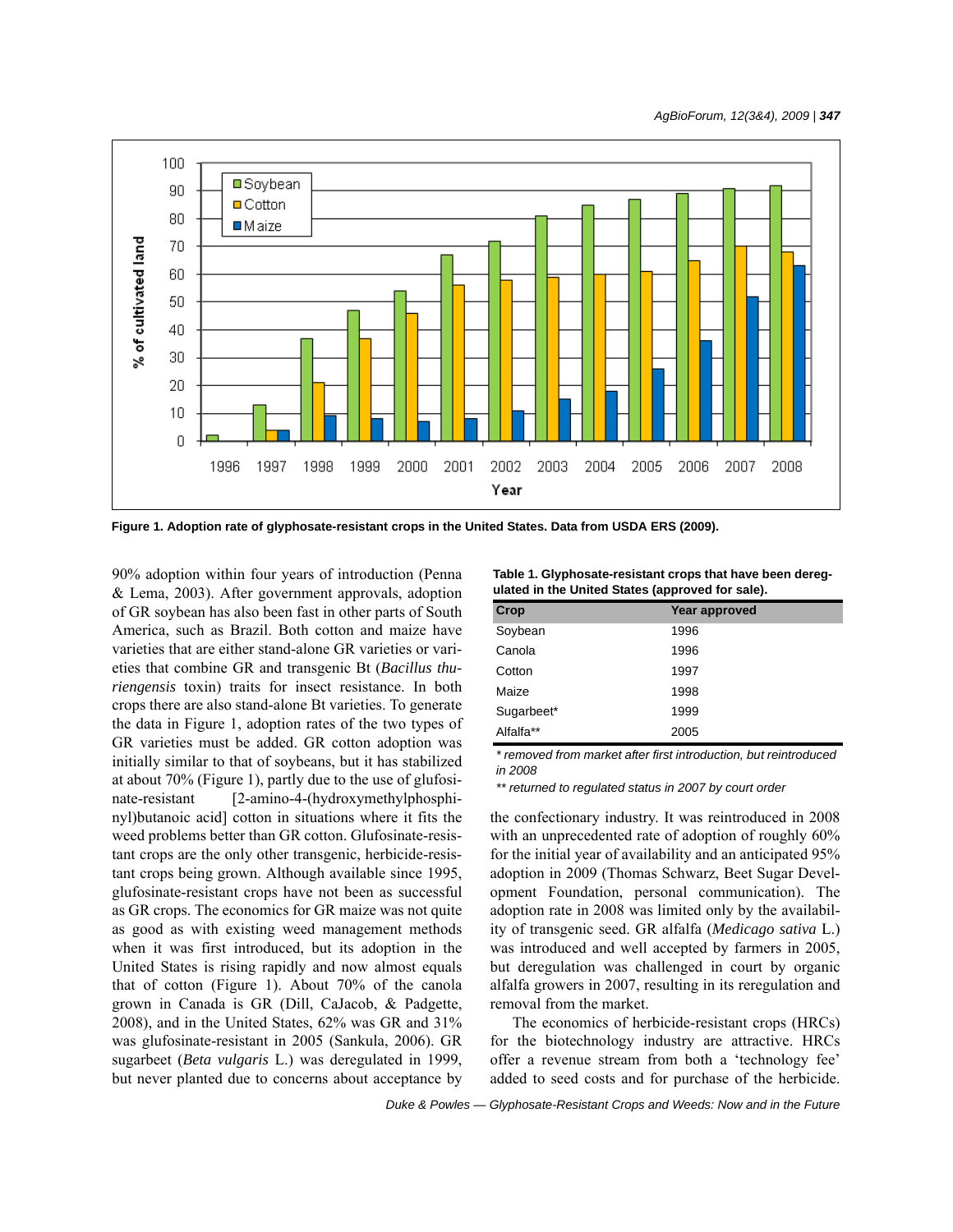Figure 1. Adoption rate of glyphosate-resistant crops in the United States. Data from USDA ERS (2009).

90% adoption within four years of introduction (Penna & Lema, 2003). After government approvals, adoption of GR soybean has also been fast in other parts of South America, such as Brazil. Both cotton and maize have varieties that are either stand-alone GR varieties or varieties that combine GR and transgenic Bt (*Bacillus thuriengensis* toxin) traits for insect resistance. In both crops there are also stand-alone Bt varieties. To generate the data in Figure 1, adoption rates of the two types of GR varieties must be added. GR cotton adoption was initially similar to that of soybeans, but it has stabilized at about 70% (Figure 1), partly due to the use of glufosinate-resistant [2-amino-4-(hydroxymethylphosphinyl)butanoic acid] cotton in situations where it fits the weed problems better than GR cotton. Glufosinate-resistant crops are the only other transgenic, herbicide-resistant crops being grown. Although available since 1995, glufosinate-resistant crops have not been as successful as GR crops. The economics for GR maize was not quite as good as with existing weed management methods when it was first introduced, but its adoption in the United States is rising rapidly and now almost equals that of cotton (Figure 1). About 70% of the canola grown in Canada is GR (Dill, CaJacob, & Padgette, 2008), and in the United States, 62% was GR and 31% was glufosinate-resistant in 2005 (Sankula, 2006). GR sugarbeet (*Beta vulgaris* L.) was deregulated in 1999, but never planted due to concerns about acceptance by the confectionary industry. It was reintroduced in 2008 with an unprecedented rate of adoption of roughly 60% for the initial year of availability and an anticipated 95% adoption in 2009 (Thomas Schwarz, Beet Sugar Development Foundation, personal communication). The adoption rate in 2008 was limited only by the availability of transgenic seed. GR alfalfa (*Medicago sativa* L.) was introduced and well accepted by farmers in 2005, but deregulation was challenged in court by organic alfalfa growers in 2007, resulting in its reregulation and removal from the market.

**Table 1. Glyphosate-resistant crops that have been deregulated in the United States (approved for sale).**

| Crop | Year approved |
|---|---|
| Soybean | 1996 |
| Canola | 1996 |
| Cotton | 1997 |
| Maize | 1998 |
| Sugarbeet* | 1999 |
| Alfalfa** | 2005 |

*\* removed from market after first introduction, but reintroduced in 2008*

*\*\* returned to regulated status in 2007 by court order*

The economics of herbicide-resistant crops (HRCs) for the biotechnology industry are attractive. HRCs offer a revenue stream from both a 'technology fee' added to seed costs and for purchase of the herbicide.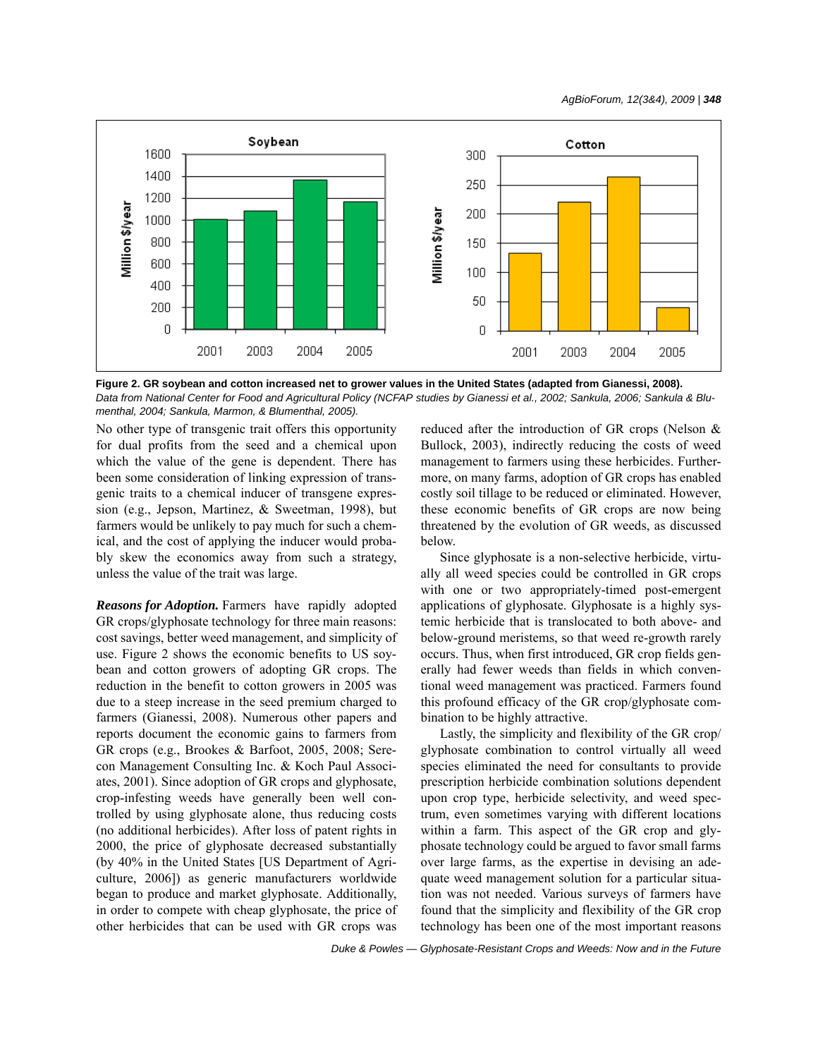**Figure 2. GR soybean and cotton increased net to grower values in the United States (adapted from Gianessi, 2008).** *Data from National Center for Food and Agricultural Policy (NCFAP studies by Gianessi et al., 2002; Sankula, 2006; Sankula & Blumenthal, 2004; Sankula, Marmon, & Blumenthal, 2005).*

No other type of transgenic trait offers this opportunity for dual profits from the seed and a chemical upon which the value of the gene is dependent. There has been some consideration of linking expression of transgenic traits to a chemical inducer of transgene expression (e.g., Jepson, Martinez, & Sweetman, 1998), but farmers would be unlikely to pay much for such a chemical, and the cost of applying the inducer would probably skew the economics away from such a strategy, unless the value of the trait was large.

***Reasons for Adoption.*** Farmers have rapidly adopted GR crops/glyphosate technology for three main reasons: cost savings, better weed management, and simplicity of use. Figure 2 shows the economic benefits to US soybean and cotton growers of adopting GR crops. The reduction in the benefit to cotton growers in 2005 was due to a steep increase in the seed premium charged to farmers (Gianessi, 2008). Numerous other papers and reports document the economic gains to farmers from GR crops (e.g., Brookes & Barfoot, 2005, 2008; Serecon Management Consulting Inc. & Koch Paul Associates, 2001). Since adoption of GR crops and glyphosate, crop-infesting weeds have generally been well controlled by using glyphosate alone, thus reducing costs (no additional herbicides). After loss of patent rights in 2000, the price of glyphosate decreased substantially (by 40% in the United States [US Department of Agriculture, 2006]) as generic manufacturers worldwide began to produce and market glyphosate. Additionally, in order to compete with cheap glyphosate, the price of other herbicides that can be used with GR crops was reduced after the introduction of GR crops (Nelson & Bullock, 2003), indirectly reducing the costs of weed management to farmers using these herbicides. Furthermore, on many farms, adoption of GR crops has enabled costly soil tillage to be reduced or eliminated. However, these economic benefits of GR crops are now being threatened by the evolution of GR weeds, as discussed below.

Since glyphosate is a non-selective herbicide, virtually all weed species could be controlled in GR crops with one or two appropriately-timed post-emergent applications of glyphosate. Glyphosate is a highly systemic herbicide that is translocated to both above- and below-ground meristems, so that weed re-growth rarely occurs. Thus, when first introduced, GR crop fields generally had fewer weeds than fields in which conventional weed management was practiced. Farmers found this profound efficacy of the GR crop/glyphosate combination to be highly attractive.

Lastly, the simplicity and flexibility of the GR crop/glyphosate combination to control virtually all weed species eliminated the need for consultants to provide prescription herbicide combination solutions dependent upon crop type, herbicide selectivity, and weed spectrum, even sometimes varying with different locations within a farm. This aspect of the GR crop and glyphosate technology could be argued to favor small farms over large farms, as the expertise in devising an adequate weed management solution for a particular situation was not needed. Various surveys of farmers have found that the simplicity and flexibility of the GR crop technology has been one of the most important reasons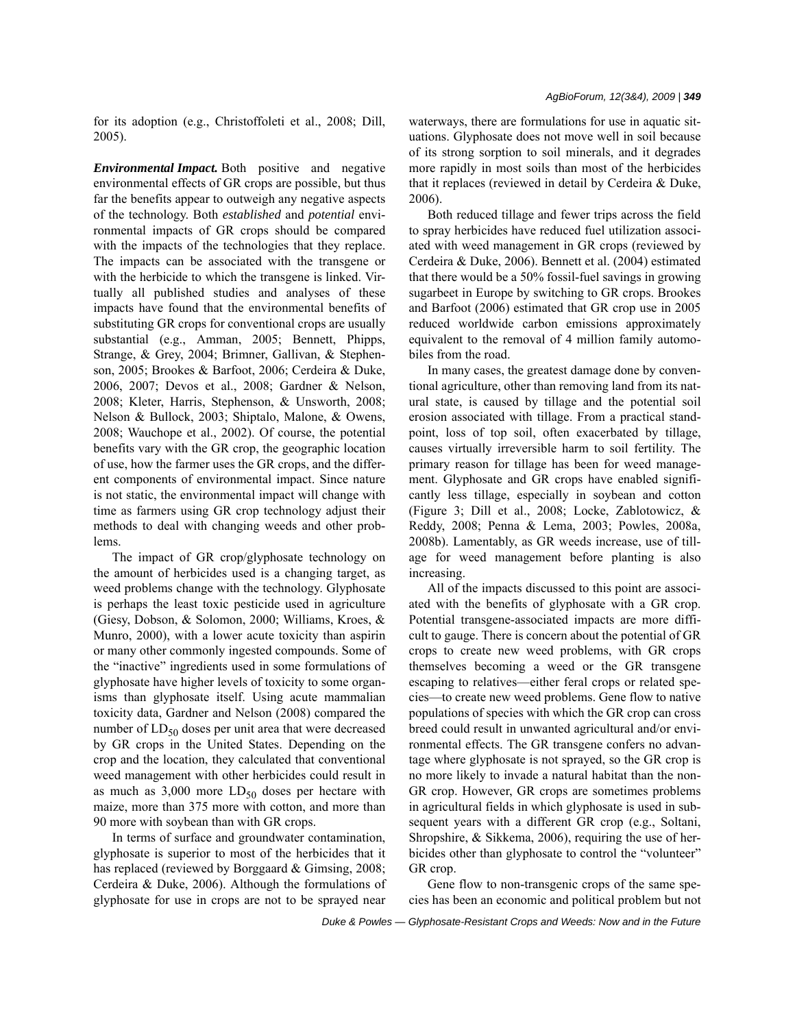for its adoption (e.g., Christoffoleti et al., 2008; Dill, 2005).

***Environmental Impact.*** Both positive and negative environmental effects of GR crops are possible, but thus far the benefits appear to outweigh any negative aspects of the technology. Both *established* and *potential* environmental impacts of GR crops should be compared with the impacts of the technologies that they replace. The impacts can be associated with the transgene or with the herbicide to which the transgene is linked. Virtually all published studies and analyses of these impacts have found that the environmental benefits of substituting GR crops for conventional crops are usually substantial (e.g., Amman, 2005; Bennett, Phipps, Strange, & Grey, 2004; Brimner, Gallivan, & Stephenson, 2005; Brookes & Barfoot, 2006; Cerdeira & Duke, 2006, 2007; Devos et al., 2008; Gardner & Nelson, 2008; Kleter, Harris, Stephenson, & Unsworth, 2008; Nelson & Bullock, 2003; Shiptalo, Malone, & Owens, 2008; Wauchope et al., 2002). Of course, the potential benefits vary with the GR crop, the geographic location of use, how the farmer uses the GR crops, and the different components of environmental impact. Since nature is not static, the environmental impact will change with time as farmers using GR crop technology adjust their methods to deal with changing weeds and other problems.

The impact of GR crop/glyphosate technology on the amount of herbicides used is a changing target, as weed problems change with the technology. Glyphosate is perhaps the least toxic pesticide used in agriculture (Giesy, Dobson, & Solomon, 2000; Williams, Kroes, & Munro, 2000), with a lower acute toxicity than aspirin or many other commonly ingested compounds. Some of the "inactive" ingredients used in some formulations of glyphosate have higher levels of toxicity to some organisms than glyphosate itself. Using acute mammalian toxicity data, Gardner and Nelson (2008) compared the number of $LD_{50}$ doses per unit area that were decreased by GR crops in the United States. Depending on the crop and the location, they calculated that conventional weed management with other herbicides could result in as much as 3,000 more $LD_{50}$ doses per hectare with maize, more than 375 more with cotton, and more than 90 more with soybean than with GR crops.

In terms of surface and groundwater contamination, glyphosate is superior to most of the herbicides that it has replaced (reviewed by Borggaard & Gimsing, 2008; Cerdeira & Duke, 2006). Although the formulations of glyphosate for use in crops are not to be sprayed near waterways, there are formulations for use in aquatic situations. Glyphosate does not move well in soil because of its strong sorption to soil minerals, and it degrades more rapidly in most soils than most of the herbicides that it replaces (reviewed in detail by Cerdeira & Duke, 2006).

Both reduced tillage and fewer trips across the field to spray herbicides have reduced fuel utilization associated with weed management in GR crops (reviewed by Cerdeira & Duke, 2006). Bennett et al. (2004) estimated that there would be a 50% fossil-fuel savings in growing sugarbeet in Europe by switching to GR crops. Brookes and Barfoot (2006) estimated that GR crop use in 2005 reduced worldwide carbon emissions approximately equivalent to the removal of 4 million family automobiles from the road.

In many cases, the greatest damage done by conventional agriculture, other than removing land from its natural state, is caused by tillage and the potential soil erosion associated with tillage. From a practical standpoint, loss of top soil, often exacerbated by tillage, causes virtually irreversible harm to soil fertility. The primary reason for tillage has been for weed management. Glyphosate and GR crops have enabled significantly less tillage, especially in soybean and cotton (Figure 3; Dill et al., 2008; Locke, Zablotowicz, & Reddy, 2008; Penna & Lema, 2003; Powles, 2008a, 2008b). Lamentably, as GR weeds increase, use of tillage for weed management before planting is also increasing.

All of the impacts discussed to this point are associated with the benefits of glyphosate with a GR crop. Potential transgene-associated impacts are more difficult to gauge. There is concern about the potential of GR crops to create new weed problems, with GR crops themselves becoming a weed or the GR transgene escaping to relatives—either feral crops or related species—to create new weed problems. Gene flow to native populations of species with which the GR crop can cross breed could result in unwanted agricultural and/or environmental effects. The GR transgene confers no advantage where glyphosate is not sprayed, so the GR crop is no more likely to invade a natural habitat than the non-GR crop. However, GR crops are sometimes problems in agricultural fields in which glyphosate is used in subsequent years with a different GR crop (e.g., Soltani, Shropshire, & Sikkema, 2006), requiring the use of herbicides other than glyphosate to control the "volunteer" GR crop.

Gene flow to non-transgenic crops of the same species has been an economic and political problem but not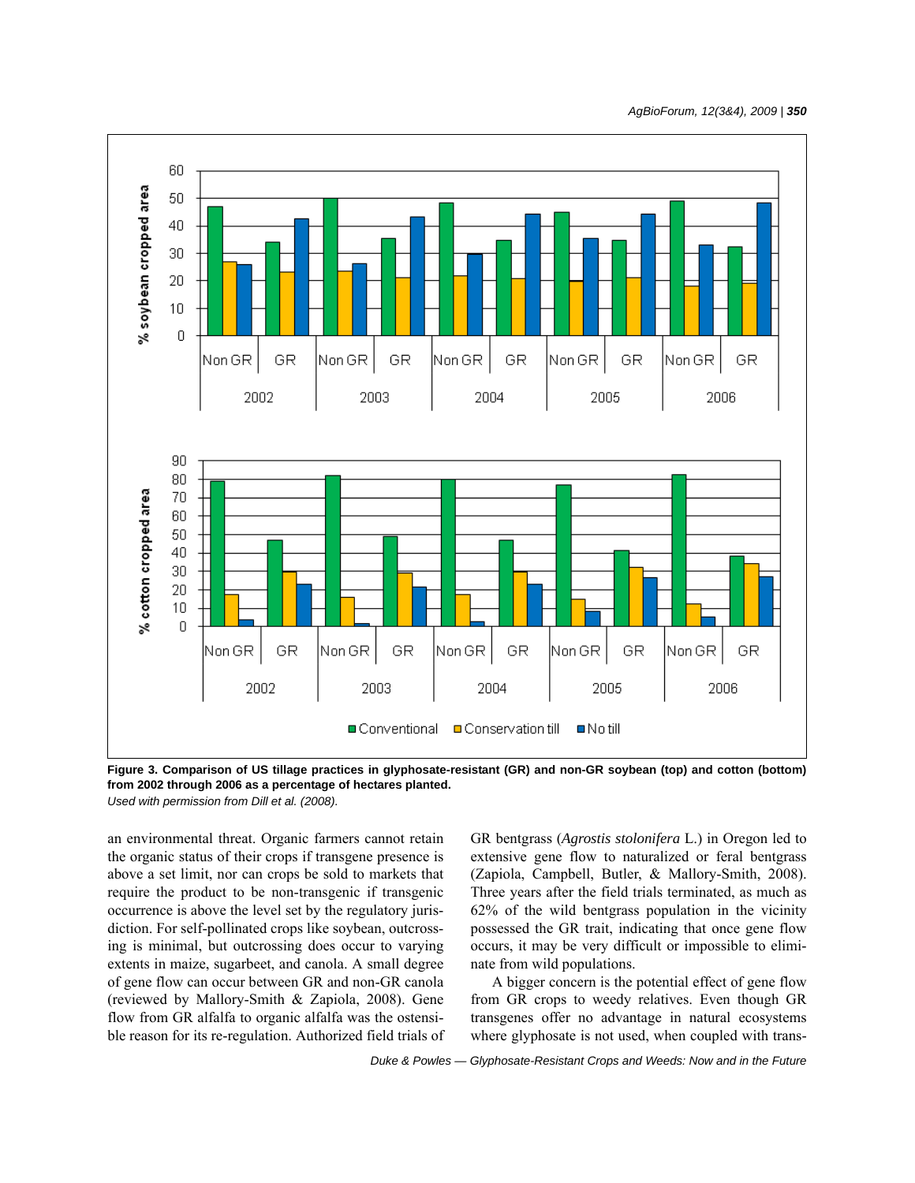Figure 3. Comparison of US tillage practices in glyphosate-resistant (GR) and non-GR soybean (top) and cotton (bottom) from 2002 through 2006 as a percentage of hectares planted.

*Used with permission from Dill et al. (2008).*

an environmental threat. Organic farmers cannot retain the organic status of their crops if transgene presence is above a set limit, nor can crops be sold to markets that require the product to be non-transgenic if transgenic occurrence is above the level set by the regulatory jurisdiction. For self-pollinated crops like soybean, outcrossing is minimal, but outcrossing does occur to varying extents in maize, sugarbeet, and canola. A small degree of gene flow can occur between GR and non-GR canola (reviewed by Mallory-Smith & Zapiola, 2008). Gene flow from GR alfalfa to organic alfalfa was the ostensible reason for its re-regulation. Authorized field trials of GR bentgrass (*Agrostis stolonifera* L.) in Oregon led to extensive gene flow to naturalized or feral bentgrass (Zapiola, Campbell, Butler, & Mallory-Smith, 2008). Three years after the field trials terminated, as much as 62% of the wild bentgrass population in the vicinity possessed the GR trait, indicating that once gene flow occurs, it may be very difficult or impossible to eliminate from wild populations.

A bigger concern is the potential effect of gene flow from GR crops to weedy relatives. Even though GR transgenes offer no advantage in natural ecosystems where glyphosate is not used, when coupled with trans-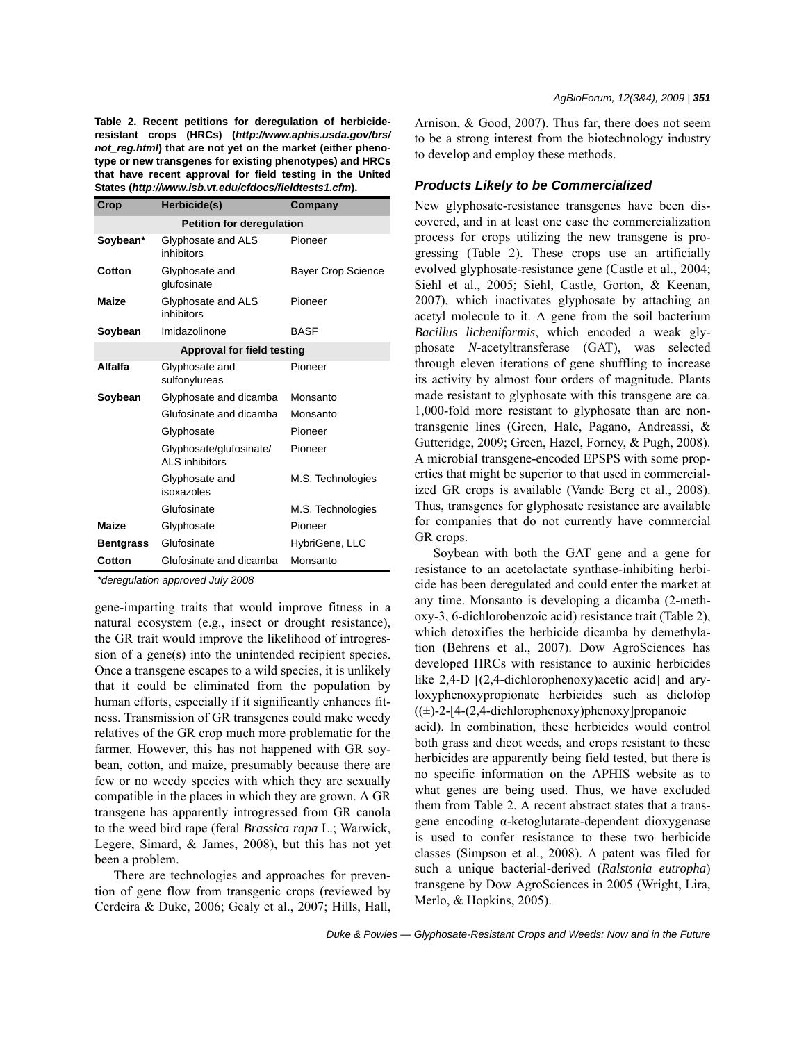**Table 2. Recent petitions for deregulation of herbicide-resistant crops (HRCs) (*http://www.aphis.usda.gov/brs/not_reg.html*) that are not yet on the market (either phenotype or new transgenes for existing phenotypes) and HRCs that have recent approval for field testing in the United States (*http://www.isb.vt.edu/cfdocs/fieldtests1.cfm*).**

| Crop | Herbicide(s) | Company |
|---|---|---|
| | **Petition for deregulation** | |
| **Soybean*** | Glyphosate and ALS inhibitors | Pioneer |
| **Cotton** | Glyphosate and glufosinate | Bayer Crop Science |
| **Maize** | Glyphosate and ALS inhibitors | Pioneer |
| **Soybean** | Imidazolinone | BASF |
| | **Approval for field testing** | |
| **Alfalfa** | Glyphosate and sulfonylureas | Pioneer |
| **Soybean** | Glyphosate and dicamba | Monsanto |
| | Glufosinate and dicamba | Monsanto |
| | Glyphosate | Pioneer |
| | Glyphosate/glufosinate/ ALS inhibitors | Pioneer |
| | Glyphosate and isoxazoles | M.S. Technologies |
| | Glufosinate | M.S. Technologies |
| **Maize** | Glyphosate | Pioneer |
| **Bentgrass** | Glufosinate | HybriGene, LLC |
| **Cotton** | Glufosinate and dicamba | Monsanto |

*\*deregulation approved July 2008*

gene-imparting traits that would improve fitness in a natural ecosystem (e.g., insect or drought resistance), the GR trait would improve the likelihood of introgression of a gene(s) into the unintended recipient species. Once a transgene escapes to a wild species, it is unlikely that it could be eliminated from the population by human efforts, especially if it significantly enhances fitness. Transmission of GR transgenes could make weedy relatives of the GR crop much more problematic for the farmer. However, this has not happened with GR soybean, cotton, and maize, presumably because there are few or no weedy species with which they are sexually compatible in the places in which they are grown. A GR transgene has apparently introgressed from GR canola to the weed bird rape (feral *Brassica rapa* L.; Warwick, Legere, Simard, & James, 2008), but this has not yet been a problem.

There are technologies and approaches for prevention of gene flow from transgenic crops (reviewed by Cerdeira & Duke, 2006; Gealy et al., 2007; Hills, Hall, Arnison, & Good, 2007). Thus far, there does not seem to be a strong interest from the biotechnology industry to develop and employ these methods.

### *Products Likely to be Commercialized*

New glyphosate-resistance transgenes have been discovered, and in at least one case the commercialization process for crops utilizing the new transgene is progressing (Table 2). These crops use an artificially evolved glyphosate-resistance gene (Castle et al., 2004; Siehl et al., 2005; Siehl, Castle, Gorton, & Keenan, 2007), which inactivates glyphosate by attaching an acetyl molecule to it. A gene from the soil bacterium *Bacillus licheniformis*, which encoded a weak glyphosate *N*-acetyltransferase (GAT), was selected through eleven iterations of gene shuffling to increase its activity by almost four orders of magnitude. Plants made resistant to glyphosate with this transgene are ca. 1,000-fold more resistant to glyphosate than are non-transgenic lines (Green, Hale, Pagano, Andreassi, & Gutteridge, 2009; Green, Hazel, Forney, & Pugh, 2008). A microbial transgene-encoded EPSPS with some properties that might be superior to that used in commercialized GR crops is available (Vande Berg et al., 2008). Thus, transgenes for glyphosate resistance are available for companies that do not currently have commercial GR crops.

Soybean with both the GAT gene and a gene for resistance to an acetolactate synthase-inhibiting herbicide has been deregulated and could enter the market at any time. Monsanto is developing a dicamba (2-methoxy-3, 6-dichlorobenzoic acid) resistance trait (Table 2), which detoxifies the herbicide dicamba by demethylation (Behrens et al., 2007). Dow AgroSciences has developed HRCs with resistance to auxinic herbicides like 2,4-D [(2,4-dichlorophenoxy)acetic acid] and aryloxyphenoxypropionate herbicides such as diclofop ((±)-2-[4-(2,4-dichlorophenoxy)phenoxy]propanoic acid). In combination, these herbicides would control both grass and dicot weeds, and crops resistant to these herbicides are apparently being field tested, but there is no specific information on the APHIS website as to what genes are being used. Thus, we have excluded them from Table 2. A recent abstract states that a transgene encoding α-ketoglutarate-dependent dioxygenase is used to confer resistance to these two herbicide classes (Simpson et al., 2008). A patent was filed for such a unique bacterial-derived (*Ralstonia eutropha*) transgene by Dow AgroSciences in 2005 (Wright, Lira, Merlo, & Hopkins, 2005).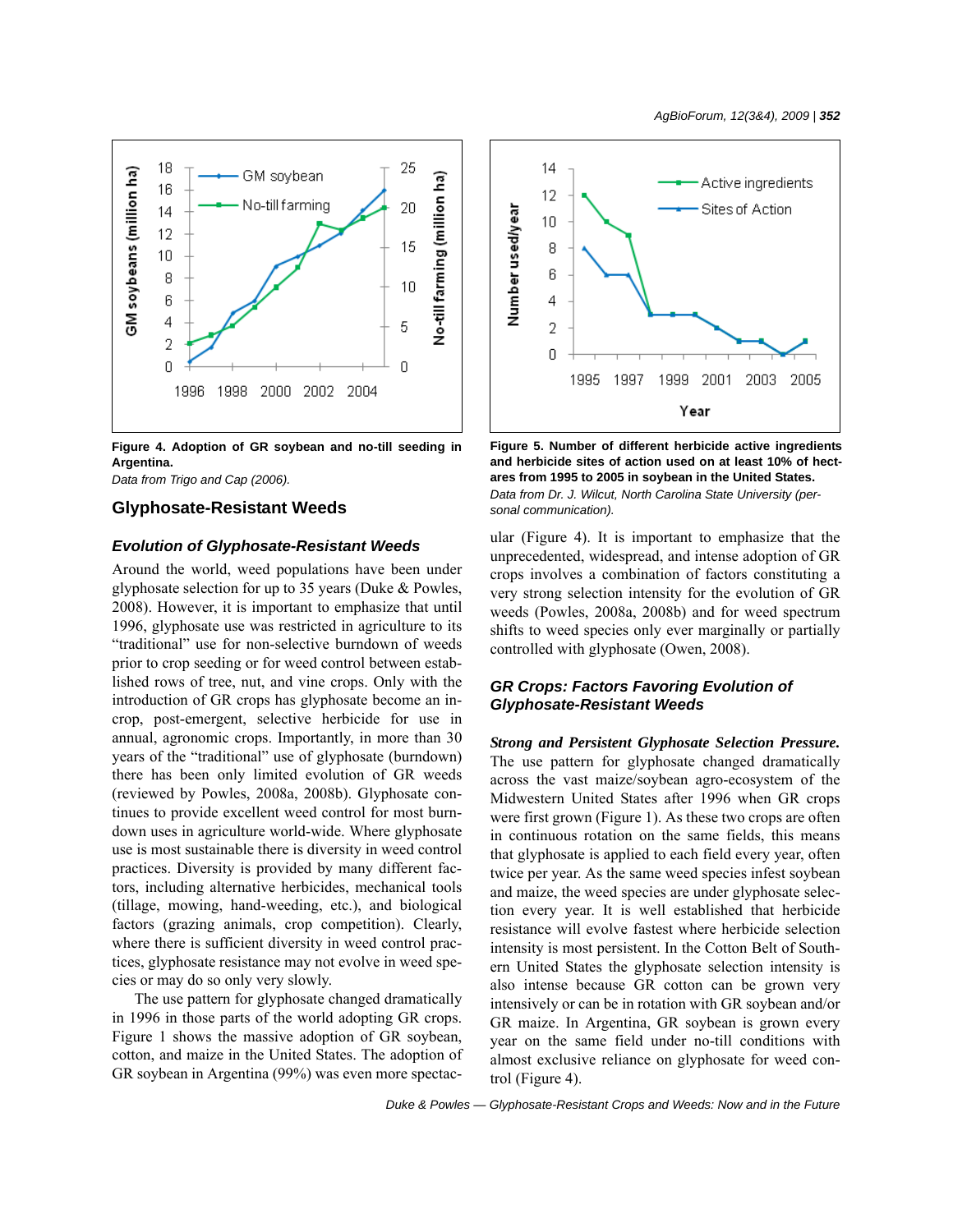Figure 4. Adoption of GR soybean and no-till seeding in Argentina.

*Data from Trigo and Cap (2006).*

Figure 5. Number of different herbicide active ingredients and herbicide sites of action used on at least 10% of hectares from 1995 to 2005 in soybean in the United States.

*Data from Dr. J. Wilcut, North Carolina State University (personal communication).*

## Glyphosate-Resistant Weeds

### *Evolution of Glyphosate-Resistant Weeds*

Around the world, weed populations have been under glyphosate selection for up to 35 years (Duke & Powles, 2008). However, it is important to emphasize that until 1996, glyphosate use was restricted in agriculture to its "traditional" use for non-selective burndown of weeds prior to crop seeding or for weed control between established rows of tree, nut, and vine crops. Only with the introduction of GR crops has glyphosate become an in-crop, post-emergent, selective herbicide for use in annual, agronomic crops. Importantly, in more than 30 years of the "traditional" use of glyphosate (burndown) there has been only limited evolution of GR weeds (reviewed by Powles, 2008a, 2008b). Glyphosate continues to provide excellent weed control for most burndown uses in agriculture world-wide. Where glyphosate use is most sustainable there is diversity in weed control practices. Diversity is provided by many different factors, including alternative herbicides, mechanical tools (tillage, mowing, hand-weeding, etc.), and biological factors (grazing animals, crop competition). Clearly, where there is sufficient diversity in weed control practices, glyphosate resistance may not evolve in weed species or may do so only very slowly.

The use pattern for glyphosate changed dramatically in 1996 in those parts of the world adopting GR crops. Figure 1 shows the massive adoption of GR soybean, cotton, and maize in the United States. The adoption of GR soybean in Argentina (99%) was even more spectacular (Figure 4). It is important to emphasize that the unprecedented, widespread, and intense adoption of GR crops involves a combination of factors constituting a very strong selection intensity for the evolution of GR weeds (Powles, 2008a, 2008b) and for weed spectrum shifts to weed species only ever marginally or partially controlled with glyphosate (Owen, 2008).

### *GR Crops: Factors Favoring Evolution of Glyphosate-Resistant Weeds*

***Strong and Persistent Glyphosate Selection Pressure.*** The use pattern for glyphosate changed dramatically across the vast maize/soybean agro-ecosystem of the Midwestern United States after 1996 when GR crops were first grown (Figure 1). As these two crops are often in continuous rotation on the same fields, this means that glyphosate is applied to each field every year, often twice per year. As the same weed species infest soybean and maize, the weed species are under glyphosate selection every year. It is well established that herbicide resistance will evolve fastest where herbicide selection intensity is most persistent. In the Cotton Belt of Southern United States the glyphosate selection intensity is also intense because GR cotton can be grown very intensively or can be in rotation with GR soybean and/or GR maize. In Argentina, GR soybean is grown every year on the same field under no-till conditions with almost exclusive reliance on glyphosate for weed control (Figure 4).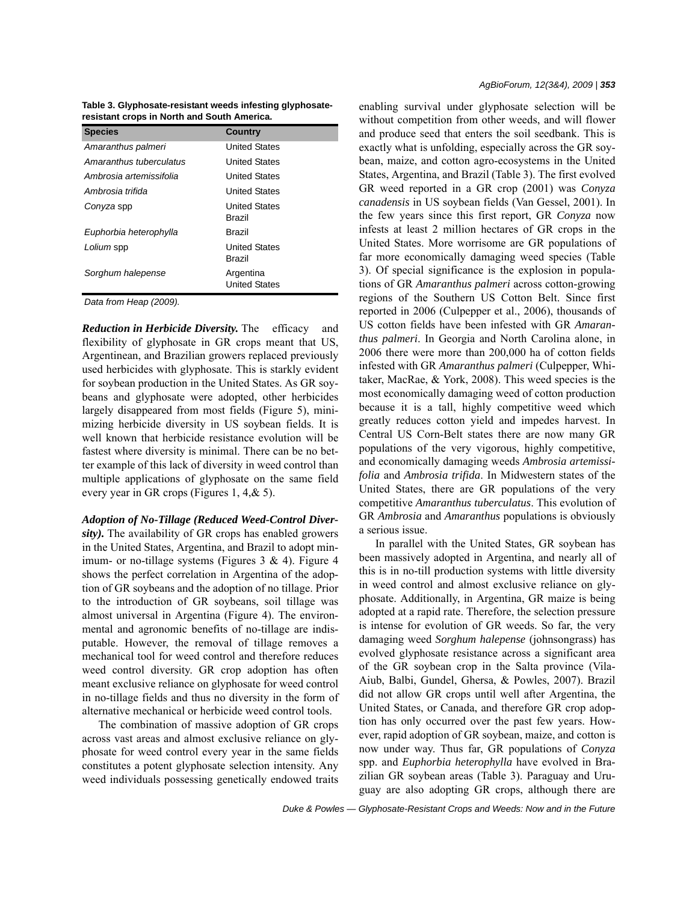**Table 3. Glyphosate-resistant weeds infesting glyphosate-resistant crops in North and South America.**

| Species | Country |
|---|---|
| *Amaranthus palmeri* | United States |
| *Amaranthus tuberculatus* | United States |
| *Ambrosia artemissifolia* | United States |
| *Ambrosia trifida* | United States |
| *Conyza* spp | United States<br>Brazil |
| *Euphorbia heterophylla* | Brazil |
| *Lolium* spp | United States<br>Brazil |
| *Sorghum halepense* | Argentina<br>United States |

*Data from Heap (2009).*

***Reduction in Herbicide Diversity.*** The efficacy and flexibility of glyphosate in GR crops meant that US, Argentinean, and Brazilian growers replaced previously used herbicides with glyphosate. This is starkly evident for soybean production in the United States. As GR soybeans and glyphosate were adopted, other herbicides largely disappeared from most fields (Figure 5), minimizing herbicide diversity in US soybean fields. It is well known that herbicide resistance evolution will be fastest where diversity is minimal. There can be no better example of this lack of diversity in weed control than multiple applications of glyphosate on the same field every year in GR crops (Figures 1, 4,& 5).

***Adoption of No-Tillage (Reduced Weed-Control Diversity).*** The availability of GR crops has enabled growers in the United States, Argentina, and Brazil to adopt minimum- or no-tillage systems (Figures 3 & 4). Figure 4 shows the perfect correlation in Argentina of the adoption of GR soybeans and the adoption of no tillage. Prior to the introduction of GR soybeans, soil tillage was almost universal in Argentina (Figure 4). The environmental and agronomic benefits of no-tillage are indisputable. However, the removal of tillage removes a mechanical tool for weed control and therefore reduces weed control diversity. GR crop adoption has often meant exclusive reliance on glyphosate for weed control in no-tillage fields and thus no diversity in the form of alternative mechanical or herbicide weed control tools.

The combination of massive adoption of GR crops across vast areas and almost exclusive reliance on glyphosate for weed control every year in the same fields constitutes a potent glyphosate selection intensity. Any weed individuals possessing genetically endowed traits enabling survival under glyphosate selection will be without competition from other weeds, and will flower and produce seed that enters the soil seedbank. This is exactly what is unfolding, especially across the GR soybean, maize, and cotton agro-ecosystems in the United States, Argentina, and Brazil (Table 3). The first evolved GR weed reported in a GR crop (2001) was *Conyza canadensis* in US soybean fields (Van Gessel, 2001). In the few years since this first report, GR *Conyza* now infests at least 2 million hectares of GR crops in the United States. More worrisome are GR populations of far more economically damaging weed species (Table 3). Of special significance is the explosion in populations of GR *Amaranthus palmeri* across cotton-growing regions of the Southern US Cotton Belt. Since first reported in 2006 (Culpepper et al., 2006), thousands of US cotton fields have been infested with GR *Amaranthus palmeri*. In Georgia and North Carolina alone, in 2006 there were more than 200,000 ha of cotton fields infested with GR *Amaranthus palmeri* (Culpepper, Whitaker, MacRae, & York, 2008). This weed species is the most economically damaging weed of cotton production because it is a tall, highly competitive weed which greatly reduces cotton yield and impedes harvest. In Central US Corn-Belt states there are now many GR populations of the very vigorous, highly competitive, and economically damaging weeds *Ambrosia artemissifolia* and *Ambrosia trifida*. In Midwestern states of the United States, there are GR populations of the very competitive *Amaranthus tuberculatus*. This evolution of GR *Ambrosia* and *Amaranthus* populations is obviously a serious issue.

In parallel with the United States, GR soybean has been massively adopted in Argentina, and nearly all of this is in no-till production systems with little diversity in weed control and almost exclusive reliance on glyphosate. Additionally, in Argentina, GR maize is being adopted at a rapid rate. Therefore, the selection pressure is intense for evolution of GR weeds. So far, the very damaging weed *Sorghum halepense* (johnsongrass) has evolved glyphosate resistance across a significant area of the GR soybean crop in the Salta province (Vila-Aiub, Balbi, Gundel, Ghersa, & Powles, 2007). Brazil did not allow GR crops until well after Argentina, the United States, or Canada, and therefore GR crop adoption has only occurred over the past few years. However, rapid adoption of GR soybean, maize, and cotton is now under way. Thus far, GR populations of *Conyza* spp. and *Euphorbia heterophylla* have evolved in Brazilian GR soybean areas (Table 3). Paraguay and Uruguay are also adopting GR crops, although there are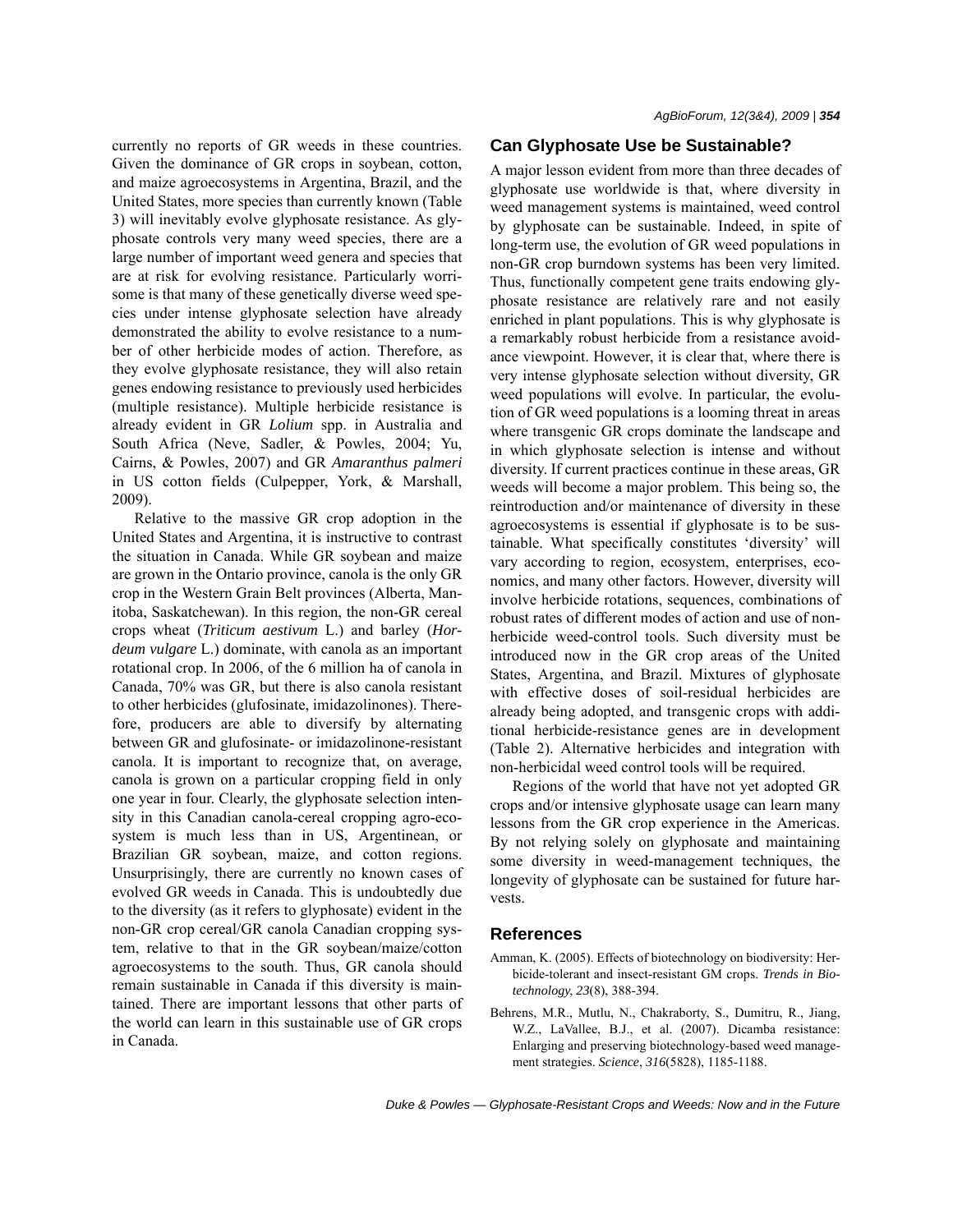currently no reports of GR weeds in these countries. Given the dominance of GR crops in soybean, cotton, and maize agroecosystems in Argentina, Brazil, and the United States, more species than currently known (Table 3) will inevitably evolve glyphosate resistance. As glyphosate controls very many weed species, there are a large number of important weed genera and species that are at risk for evolving resistance. Particularly worrisome is that many of these genetically diverse weed species under intense glyphosate selection have already demonstrated the ability to evolve resistance to a number of other herbicide modes of action. Therefore, as they evolve glyphosate resistance, they will also retain genes endowing resistance to previously used herbicides (multiple resistance). Multiple herbicide resistance is already evident in GR *Lolium* spp. in Australia and South Africa (Neve, Sadler, & Powles, 2004; Yu, Cairns, & Powles, 2007) and GR *Amaranthus palmeri* in US cotton fields (Culpepper, York, & Marshall, 2009).

Relative to the massive GR crop adoption in the United States and Argentina, it is instructive to contrast the situation in Canada. While GR soybean and maize are grown in the Ontario province, canola is the only GR crop in the Western Grain Belt provinces (Alberta, Manitoba, Saskatchewan). In this region, the non-GR cereal crops wheat (*Triticum aestivum* L.) and barley (*Hordeum vulgare* L.) dominate, with canola as an important rotational crop. In 2006, of the 6 million ha of canola in Canada, 70% was GR, but there is also canola resistant to other herbicides (glufosinate, imidazolinones). Therefore, producers are able to diversify by alternating between GR and glufosinate- or imidazolinone-resistant canola. It is important to recognize that, on average, canola is grown on a particular cropping field in only one year in four. Clearly, the glyphosate selection intensity in this Canadian canola-cereal cropping agro-ecosystem is much less than in US, Argentinean, or Brazilian GR soybean, maize, and cotton regions. Unsurprisingly, there are currently no known cases of evolved GR weeds in Canada. This is undoubtedly due to the diversity (as it refers to glyphosate) evident in the non-GR crop cereal/GR canola Canadian cropping system, relative to that in the GR soybean/maize/cotton agroecosystems to the south. Thus, GR canola should remain sustainable in Canada if this diversity is maintained. There are important lessons that other parts of the world can learn in this sustainable use of GR crops in Canada.

## Can Glyphosate Use be Sustainable?

A major lesson evident from more than three decades of glyphosate use worldwide is that, where diversity in weed management systems is maintained, weed control by glyphosate can be sustainable. Indeed, in spite of long-term use, the evolution of GR weed populations in non-GR crop burndown systems has been very limited. Thus, functionally competent gene traits endowing glyphosate resistance are relatively rare and not easily enriched in plant populations. This is why glyphosate is a remarkably robust herbicide from a resistance avoidance viewpoint. However, it is clear that, where there is very intense glyphosate selection without diversity, GR weed populations will evolve. In particular, the evolution of GR weed populations is a looming threat in areas where transgenic GR crops dominate the landscape and in which glyphosate selection is intense and without diversity. If current practices continue in these areas, GR weeds will become a major problem. This being so, the reintroduction and/or maintenance of diversity in these agroecosystems is essential if glyphosate is to be sustainable. What specifically constitutes 'diversity' will vary according to region, ecosystem, enterprises, economics, and many other factors. However, diversity will involve herbicide rotations, sequences, combinations of robust rates of different modes of action and use of non-herbicide weed-control tools. Such diversity must be introduced now in the GR crop areas of the United States, Argentina, and Brazil. Mixtures of glyphosate with effective doses of soil-residual herbicides are already being adopted, and transgenic crops with additional herbicide-resistance genes are in development (Table 2). Alternative herbicides and integration with non-herbicidal weed control tools will be required.

Regions of the world that have not yet adopted GR crops and/or intensive glyphosate usage can learn many lessons from the GR crop experience in the Americas. By not relying solely on glyphosate and maintaining some diversity in weed-management techniques, the longevity of glyphosate can be sustained for future harvests.

## References

Amman, K. (2005). Effects of biotechnology on biodiversity: Herbicide-tolerant and insect-resistant GM crops. *Trends in Biotechnology*, *23*(8), 388-394.

Behrens, M.R., Mutlu, N., Chakraborty, S., Dumitru, R., Jiang, W.Z., LaVallee, B.J., et al. (2007). Dicamba resistance: Enlarging and preserving biotechnology-based weed management strategies. *Science*, *316*(5828), 1185-1188.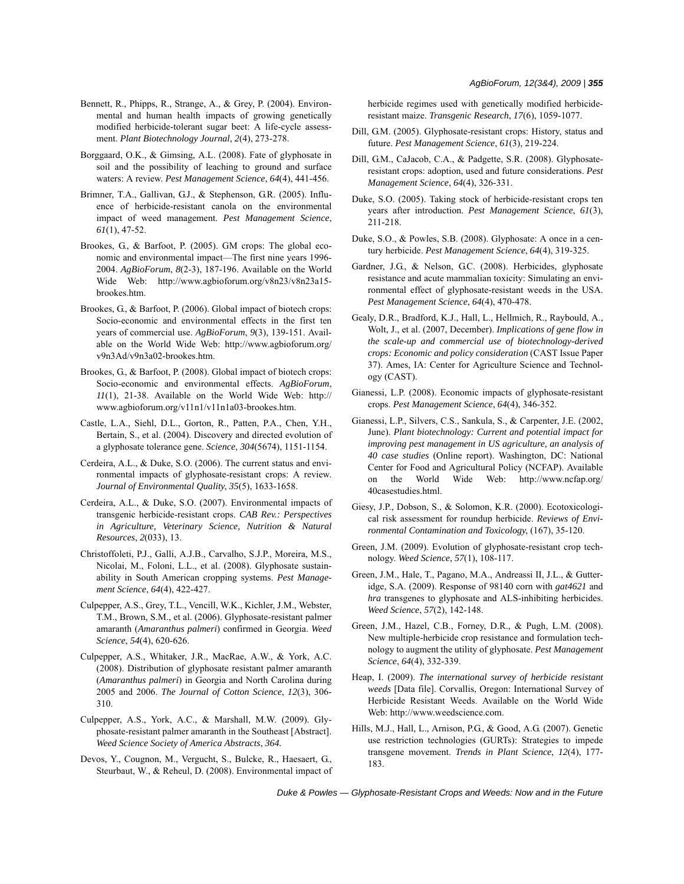Bennett, R., Phipps, R., Strange, A., & Grey, P. (2004). Environmental and human health impacts of growing genetically modified herbicide-tolerant sugar beet: A life-cycle assessment. *Plant Biotechnology Journal*, *2*(4), 273-278.

Borggaard, O.K., & Gimsing, A.L. (2008). Fate of glyphosate in soil and the possibility of leaching to ground and surface waters: A review. *Pest Management Science*, *64*(4), 441-456.

Brimner, T.A., Gallivan, G.J., & Stephenson, G.R. (2005). Influence of herbicide-resistant canola on the environmental impact of weed management. *Pest Management Science*, *61*(1), 47-52.

Brookes, G., & Barfoot, P. (2005). GM crops: The global economic and environmental impact—The first nine years 1996-2004. *AgBioForum*, *8*(2-3), 187-196. Available on the World Wide Web: http://www.agbioforum.org/v8n23/v8n23a15-brookes.htm.

Brookes, G., & Barfoot, P. (2006). Global impact of biotech crops: Socio-economic and environmental effects in the first ten years of commercial use. *AgBioForum*, *9*(3), 139-151. Available on the World Wide Web: http://www.agbioforum.org/v9n3Ad/v9n3a02-brookes.htm.

Brookes, G., & Barfoot, P. (2008). Global impact of biotech crops: Socio-economic and environmental effects. *AgBioForum*, *11*(1), 21-38. Available on the World Wide Web: http://www.agbioforum.org/v11n1/v11n1a03-brookes.htm.

Castle, L.A., Siehl, D.L., Gorton, R., Patten, P.A., Chen, Y.H., Bertain, S., et al. (2004). Discovery and directed evolution of a glyphosate tolerance gene. *Science*, *304*(5674), 1151-1154.

Cerdeira, A.L., & Duke, S.O. (2006). The current status and environmental impacts of glyphosate-resistant crops: A review. *Journal of Environmental Quality*, *35*(5), 1633-1658.

Cerdeira, A.L., & Duke, S.O. (2007). Environmental impacts of transgenic herbicide-resistant crops. *CAB Rev.: Perspectives in Agriculture, Veterinary Science, Nutrition & Natural Resources*, *2*(033), 13.

Christoffoleti, P.J., Galli, A.J.B., Carvalho, S.J.P., Moreira, M.S., Nicolai, M., Foloni, L.L., et al. (2008). Glyphosate sustainability in South American cropping systems. *Pest Management Science*, *64*(4), 422-427.

Culpepper, A.S., Grey, T.L., Vencill, W.K., Kichler, J.M., Webster, T.M., Brown, S.M., et al. (2006). Glyphosate-resistant palmer amaranth (*Amaranthus palmeri*) confirmed in Georgia. *Weed Science*, *54*(4), 620-626.

Culpepper, A.S., Whitaker, J.R., MacRae, A.W., & York, A.C. (2008). Distribution of glyphosate resistant palmer amaranth (*Amaranthus palmeri*) in Georgia and North Carolina during 2005 and 2006. *The Journal of Cotton Science*, *12*(3), 306-310.

Culpepper, A.S., York, A.C., & Marshall, M.W. (2009). Glyphosate-resistant palmer amaranth in the Southeast [Abstract]. *Weed Science Society of America Abstracts*, *364*.

Devos, Y., Cougnon, M., Vergucht, S., Bulcke, R., Haesaert, G., Steurbaut, W., & Reheul, D. (2008). Environmental impact of herbicide regimes used with genetically modified herbicide-resistant maize. *Transgenic Research*, *17*(6), 1059-1077.

Dill, G.M. (2005). Glyphosate-resistant crops: History, status and future. *Pest Management Science*, *61*(3), 219-224.

Dill, G.M., CaJacob, C.A., & Padgette, S.R. (2008). Glyphosate-resistant crops: adoption, used and future considerations. *Pest Management Science*, *64*(4), 326-331.

Duke, S.O. (2005). Taking stock of herbicide-resistant crops ten years after introduction. *Pest Management Science*, *61*(3), 211-218.

Duke, S.O., & Powles, S.B. (2008). Glyphosate: A once in a century herbicide. *Pest Management Science*, *64*(4), 319-325.

Gardner, J.G., & Nelson, G.C. (2008). Herbicides, glyphosate resistance and acute mammalian toxicity: Simulating an environmental effect of glyphosate-resistant weeds in the USA. *Pest Management Science*, *64*(4), 470-478.

Gealy, D.R., Bradford, K.J., Hall, L., Hellmich, R., Raybould, A., Wolt, J., et al. (2007, December). *Implications of gene flow in the scale-up and commercial use of biotechnology-derived crops: Economic and policy consideration* (CAST Issue Paper 37). Ames, IA: Center for Agriculture Science and Technology (CAST).

Gianessi, L.P. (2008). Economic impacts of glyphosate-resistant crops. *Pest Management Science*, *64*(4), 346-352.

Gianessi, L.P., Silvers, C.S., Sankula, S., & Carpenter, J.E. (2002, June). *Plant biotechnology: Current and potential impact for improving pest management in US agriculture, an analysis of 40 case studies* (Online report). Washington, DC: National Center for Food and Agricultural Policy (NCFAP). Available on the World Wide Web: http://www.ncfap.org/40casestudies.html.

Giesy, J.P., Dobson, S., & Solomon, K.R. (2000). Ecotoxicological risk assessment for roundup herbicide. *Reviews of Environmental Contamination and Toxicology*, (167), 35-120.

Green, J.M. (2009). Evolution of glyphosate-resistant crop technology. *Weed Science*, *57*(1), 108-117.

Green, J.M., Hale, T., Pagano, M.A., Andreassi II, J.L., & Gutteridge, S.A. (2009). Response of 98140 corn with *gat4621* and *hra* transgenes to glyphosate and ALS-inhibiting herbicides. *Weed Science*, *57*(2), 142-148.

Green, J.M., Hazel, C.B., Forney, D.R., & Pugh, L.M. (2008). New multiple-herbicide crop resistance and formulation technology to augment the utility of glyphosate. *Pest Management Science*, *64*(4), 332-339.

Heap, I. (2009). *The international survey of herbicide resistant weeds* [Data file]. Corvallis, Oregon: International Survey of Herbicide Resistant Weeds. Available on the World Wide Web: http://www.weedscience.com.

Hills, M.J., Hall, L., Arnison, P.G., & Good, A.G. (2007). Genetic use restriction technologies (GURTs): Strategies to impede transgene movement. *Trends in Plant Science*, *12*(4), 177-183.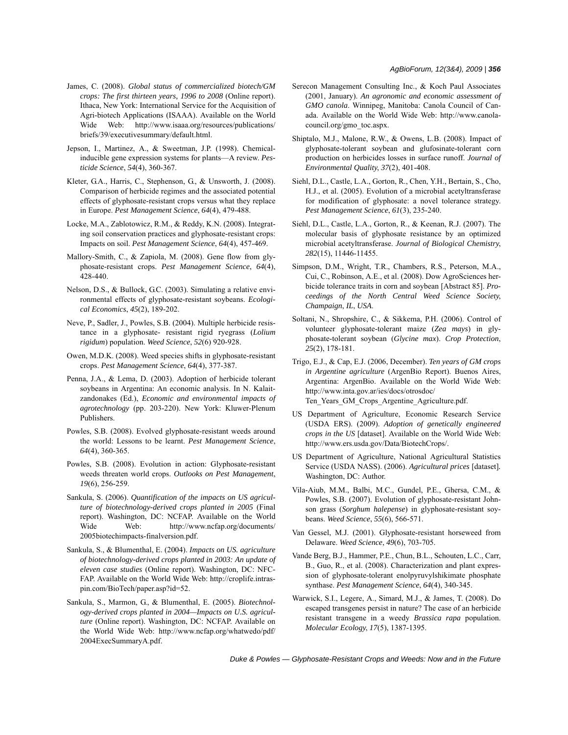James, C. (2008). *Global status of commercialized biotech/GM crops: The first thirteen years, 1996 to 2008* (Online report). Ithaca, New York: International Service for the Acquisition of Agri-biotech Applications (ISAAA). Available on the World Wide Web: http://www.isaaa.org/resources/publications/briefs/39/executivesummary/default.html.

Jepson, I., Martinez, A., & Sweetman, J.P. (1998). Chemical-inducible gene expression systems for plants—A review. *Pesticide Science*, *54*(4), 360-367.

Kleter, G.A., Harris, C., Stephenson, G., & Unsworth, J. (2008). Comparison of herbicide regimes and the associated potential effects of glyphosate-resistant crops versus what they replace in Europe. *Pest Management Science*, *64*(4), 479-488.

Locke, M.A., Zablotowicz, R.M., & Reddy, K.N. (2008). Integrating soil conservation practices and glyphosate-resistant crops: Impacts on soil. *Pest Management Science*, *64*(4), 457-469.

Mallory-Smith, C., & Zapiola, M. (2008). Gene flow from glyphosate-resistant crops. *Pest Management Science*, *64*(4), 428-440.

Nelson, D.S., & Bullock, G.C. (2003). Simulating a relative environmental effects of glyphosate-resistant soybeans. *Ecological Economics*, *45*(2), 189-202.

Neve, P., Sadler, J., Powles, S.B. (2004). Multiple herbicide resistance in a glyphosate- resistant rigid ryegrass (*Lolium rigidum*) population. *Weed Science*, *52*(6) 920-928.

Owen, M.D.K. (2008). Weed species shifts in glyphosate-resistant crops. *Pest Management Science*, *64*(4), 377-387.

Penna, J.A., & Lema, D. (2003). Adoption of herbicide tolerant soybeans in Argentina: An economic analysis. In N. Kalaitzandonakes (Ed.), *Economic and environmental impacts of agrotechnology* (pp. 203-220). New York: Kluwer-Plenum Publishers.

Powles, S.B. (2008). Evolved glyphosate-resistant weeds around the world: Lessons to be learnt. *Pest Management Science*, *64*(4), 360-365.

Powles, S.B. (2008). Evolution in action: Glyphosate-resistant weeds threaten world crops. *Outlooks on Pest Management*, *19*(6), 256-259.

Sankula, S. (2006). *Quantification of the impacts on US agriculture of biotechnology-derived crops planted in 2005* (Final report). Washington, DC: NCFAP. Available on the World Wide Web: http://www.ncfap.org/documents/2005biotechimpacts-finalversion.pdf.

Sankula, S., & Blumenthal, E. (2004). *Impacts on US. agriculture of biotechnology-derived crops planted in 2003: An update of eleven case studies* (Online report). Washington, DC: NFCFAP. Available on the World Wide Web: http://croplife.intraspin.com/BioTech/paper.asp?id=52.

Sankula, S., Marmon, G., & Blumenthal, E. (2005). *Biotechnology-derived crops planted in 2004—Impacts on U.S. agriculture* (Online report). Washington, DC: NCFAP. Available on the World Wide Web: http://www.ncfap.org/whatwedo/pdf/2004ExecSummaryA.pdf.

Serecon Management Consulting Inc., & Koch Paul Associates (2001, January). *An agronomic and economic assessment of GMO canola*. Winnipeg, Manitoba: Canola Council of Canada. Available on the World Wide Web: http://www.canola-council.org/gmo_toc.aspx.

Shiptalo, M.J., Malone, R.W., & Owens, L.B. (2008). Impact of glyphosate-tolerant soybean and glufosinate-tolerant corn production on herbicides losses in surface runoff. *Journal of Environmental Quality*, *37*(2), 401-408.

Siehl, D.L., Castle, L.A., Gorton, R., Chen, Y.H., Bertain, S., Cho, H.J., et al. (2005). Evolution of a microbial acetyltransferase for modification of glyphosate: a novel tolerance strategy. *Pest Management Science*, *61*(3), 235-240.

Siehl, D.L., Castle, L.A., Gorton, R., & Keenan, R.J. (2007). The molecular basis of glyphosate resistance by an optimized microbial acetyltransferase. *Journal of Biological Chemistry*, *282*(15), 11446-11455.

Simpson, D.M., Wright, T.R., Chambers, R.S., Peterson, M.A., Cui, C., Robinson, A.E., et al. (2008). Dow AgroSciences herbicide tolerance traits in corn and soybean [Abstract 85]. *Proceedings of the North Central Weed Science Society, Champaign, IL, USA*.

Soltani, N., Shropshire, C., & Sikkema, P.H. (2006). Control of volunteer glyphosate-tolerant maize (*Zea mays*) in glyphosate-tolerant soybean (*Glycine max*). *Crop Protection*, *25*(2), 178-181.

Trigo, E.J., & Cap, E.J. (2006, December). *Ten years of GM crops in Argentine agriculture* (ArgenBio Report). Buenos Aires, Argentina: ArgenBio. Available on the World Wide Web: http://www.inta.gov.ar/ies/docs/otrosdoc/Ten_Years_GM_Crops_Argentine_Agriculture.pdf.

US Department of Agriculture, Economic Research Service (USDA ERS). (2009). *Adoption of genetically engineered crops in the US* [dataset]. Available on the World Wide Web: http://www.ers.usda.gov/Data/BiotechCrops/.

US Department of Agriculture, National Agricultural Statistics Service (USDA NASS). (2006). *Agricultural prices* [dataset]. Washington, DC: Author.

Vila-Aiub, M.M., Balbi, M.C., Gundel, P.E., Ghersa, C.M., & Powles, S.B. (2007). Evolution of glyphosate-resistant Johnson grass (*Sorghum halepense*) in glyphosate-resistant soybeans. *Weed Science*, *55*(6), 566-571.

Van Gessel, M.J. (2001). Glyphosate-resistant horseweed from Delaware. *Weed Science*, *49*(6), 703-705.

Vande Berg, B.J., Hammer, P.E., Chun, B.L., Schouten, L.C., Carr, B., Guo, R., et al. (2008). Characterization and plant expression of glyphosate-tolerant enolpyruvylshikimate phosphate synthase. *Pest Management Science*, *64*(4), 340-345.

Warwick, S.I., Legere, A., Simard, M.J., & James, T. (2008). Do escaped transgenes persist in nature? The case of an herbicide resistant transgene in a weedy *Brassica rapa* population. *Molecular Ecology*, *17*(5), 1387-1395.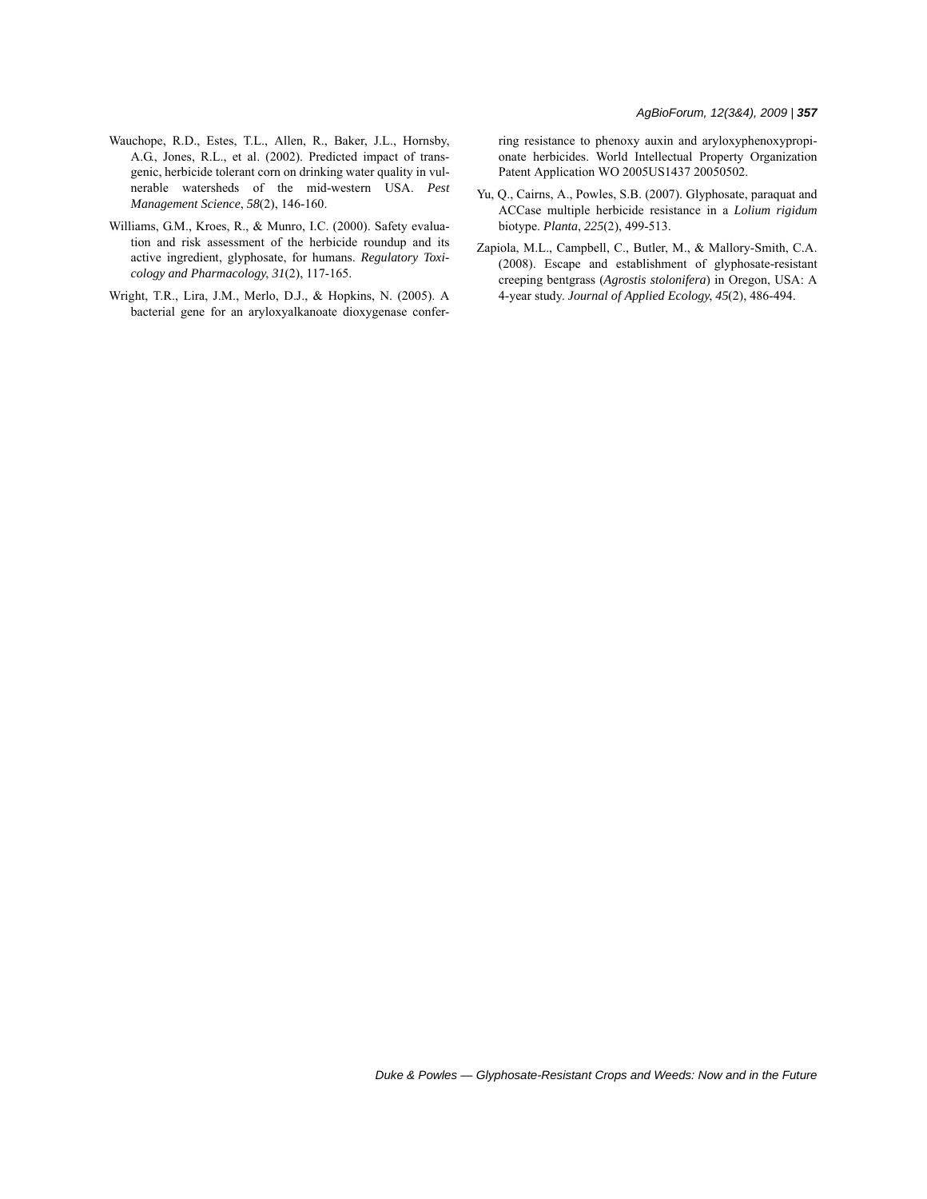Wauchope, R.D., Estes, T.L., Allen, R., Baker, J.L., Hornsby, A.G., Jones, R.L., et al. (2002). Predicted impact of transgenic, herbicide tolerant corn on drinking water quality in vulnerable watersheds of the mid-western USA. *Pest Management Science*, *58*(2), 146-160.

Williams, G.M., Kroes, R., & Munro, I.C. (2000). Safety evaluation and risk assessment of the herbicide roundup and its active ingredient, glyphosate, for humans. *Regulatory Toxicology and Pharmacology*, *31*(2), 117-165.

Wright, T.R., Lira, J.M., Merlo, D.J., & Hopkins, N. (2005). A bacterial gene for an aryloxyalkanoate dioxygenase conferring resistance to phenoxy auxin and aryloxyphenoxypropionate herbicides. World Intellectual Property Organization Patent Application WO 2005US1437 20050502.

Yu, Q., Cairns, A., Powles, S.B. (2007). Glyphosate, paraquat and ACCase multiple herbicide resistance in a *Lolium rigidum* biotype. *Planta*, *225*(2), 499-513.

Zapiola, M.L., Campbell, C., Butler, M., & Mallory-Smith, C.A. (2008). Escape and establishment of glyphosate-resistant creeping bentgrass (*Agrostis stolonifera*) in Oregon, USA: A 4-year study. *Journal of Applied Ecology*, *45*(2), 486-494.